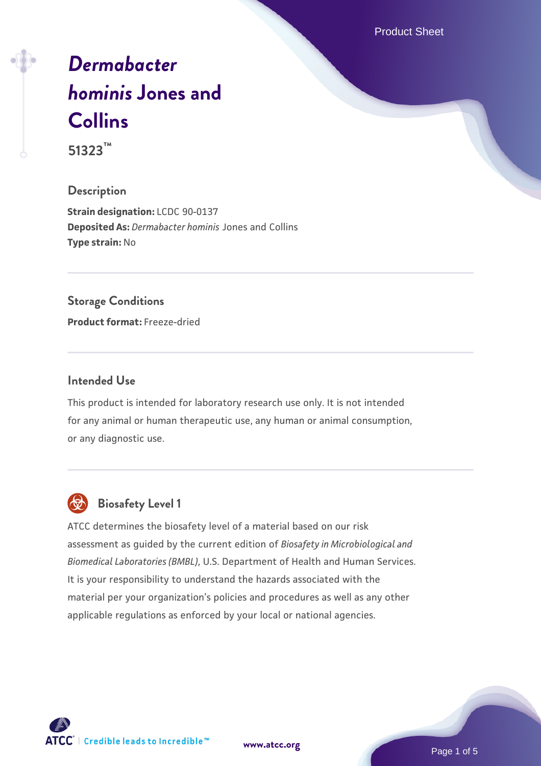# *Dermabacter hominis* Jones and Collins

**51323™**

## Description

**Strain designation:** LCDC 90-0137
**Deposited As:** *Dermabacter hominis* Jones and Collins
**Type strain:** No

## Storage Conditions

**Product format:** Freeze-dried

## Intended Use

This product is intended for laboratory research use only. It is not intended for any animal or human therapeutic use, any human or animal consumption, or any diagnostic use.

## Biosafety Level 1

ATCC determines the biosafety level of a material based on our risk assessment as guided by the current edition of *Biosafety in Microbiological and Biomedical Laboratories (BMBL)*, U.S. Department of Health and Human Services. It is your responsibility to understand the hazards associated with the material per your organization's policies and procedures as well as any other applicable regulations as enforced by your local or national agencies.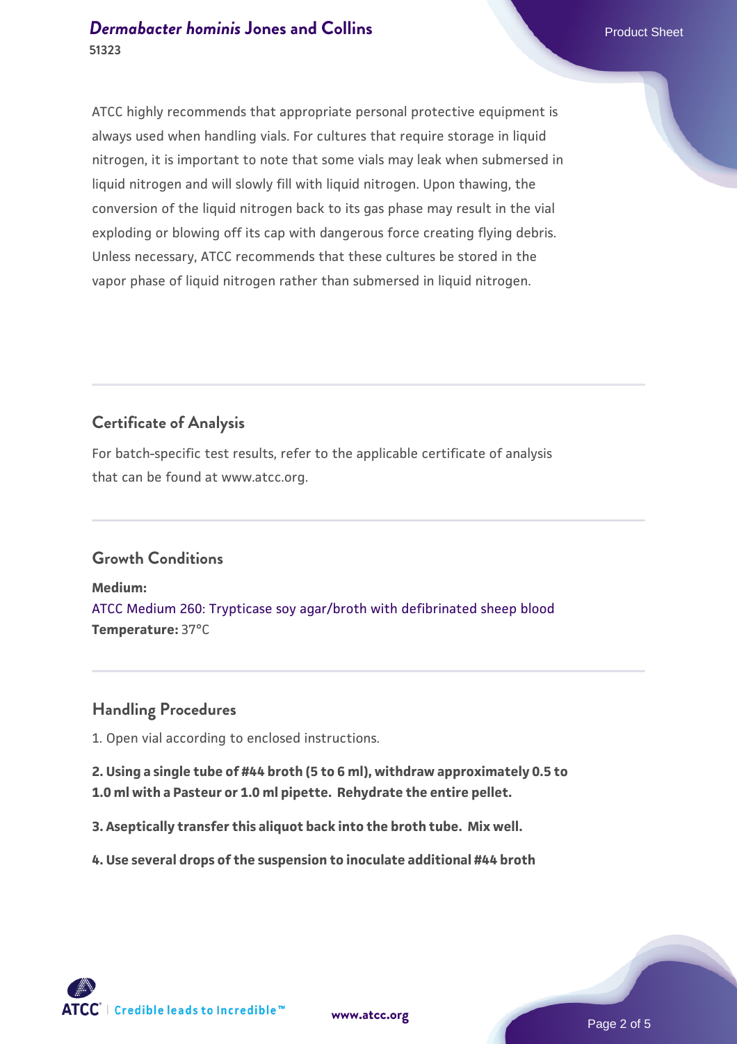ATCC highly recommends that appropriate personal protective equipment is always used when handling vials. For cultures that require storage in liquid nitrogen, it is important to note that some vials may leak when submersed in liquid nitrogen and will slowly fill with liquid nitrogen. Upon thawing, the conversion of the liquid nitrogen back to its gas phase may result in the vial exploding or blowing off its cap with dangerous force creating flying debris. Unless necessary, ATCC recommends that these cultures be stored in the vapor phase of liquid nitrogen rather than submersed in liquid nitrogen.

## Certificate of Analysis

For batch-specific test results, refer to the applicable certificate of analysis that can be found at www.atcc.org.

## Growth Conditions

**Medium:**
ATCC Medium 260: Trypticase soy agar/broth with defibrinated sheep blood
**Temperature:** 37°C

## Handling Procedures

1. Open vial according to enclosed instructions.

**2. Using a single tube of #44 broth (5 to 6 ml), withdraw approximately 0.5 to 1.0 ml with a Pasteur or 1.0 ml pipette. Rehydrate the entire pellet.**

**3. Aseptically transfer this aliquot back into the broth tube. Mix well.**

**4. Use several drops of the suspension to inoculate additional #44 broth**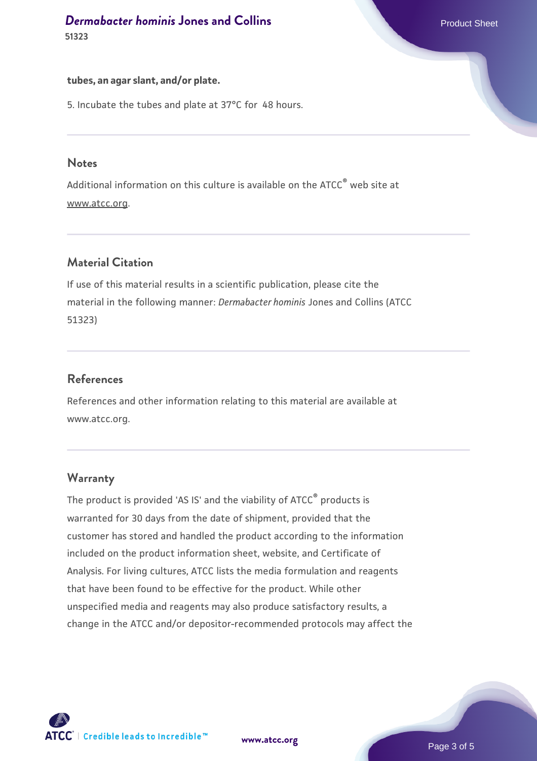**tubes, an agar slant, and/or plate.**

5. Incubate the tubes and plate at 37°C for 48 hours.

## Notes

Additional information on this culture is available on the ATCC® web site at www.atcc.org.

## Material Citation

If use of this material results in a scientific publication, please cite the material in the following manner: *Dermabacter hominis* Jones and Collins (ATCC 51323)

## References

References and other information relating to this material are available at www.atcc.org.

## Warranty

The product is provided 'AS IS' and the viability of ATCC® products is warranted for 30 days from the date of shipment, provided that the customer has stored and handled the product according to the information included on the product information sheet, website, and Certificate of Analysis. For living cultures, ATCC lists the media formulation and reagents that have been found to be effective for the product. While other unspecified media and reagents may also produce satisfactory results, a change in the ATCC and/or depositor-recommended protocols may affect the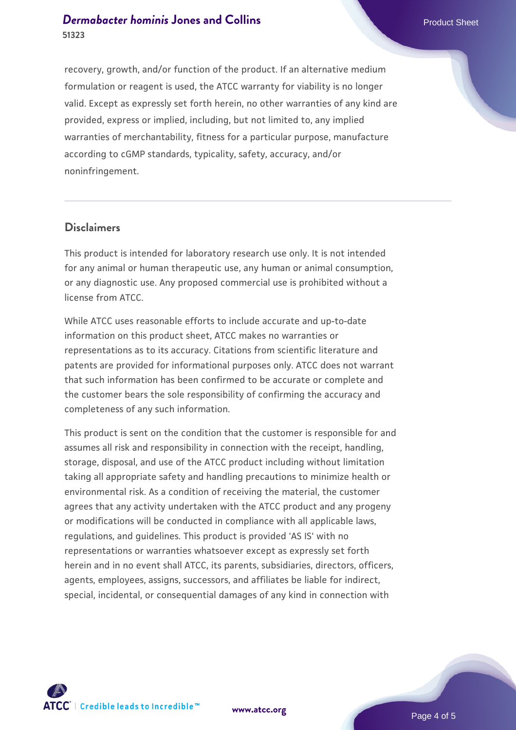recovery, growth, and/or function of the product. If an alternative medium formulation or reagent is used, the ATCC warranty for viability is no longer valid. Except as expressly set forth herein, no other warranties of any kind are provided, express or implied, including, but not limited to, any implied warranties of merchantability, fitness for a particular purpose, manufacture according to cGMP standards, typicality, safety, accuracy, and/or noninfringement.

## Disclaimers

This product is intended for laboratory research use only. It is not intended for any animal or human therapeutic use, any human or animal consumption, or any diagnostic use. Any proposed commercial use is prohibited without a license from ATCC.

While ATCC uses reasonable efforts to include accurate and up-to-date information on this product sheet, ATCC makes no warranties or representations as to its accuracy. Citations from scientific literature and patents are provided for informational purposes only. ATCC does not warrant that such information has been confirmed to be accurate or complete and the customer bears the sole responsibility of confirming the accuracy and completeness of any such information.

This product is sent on the condition that the customer is responsible for and assumes all risk and responsibility in connection with the receipt, handling, storage, disposal, and use of the ATCC product including without limitation taking all appropriate safety and handling precautions to minimize health or environmental risk. As a condition of receiving the material, the customer agrees that any activity undertaken with the ATCC product and any progeny or modifications will be conducted in compliance with all applicable laws, regulations, and guidelines. This product is provided 'AS IS' with no representations or warranties whatsoever except as expressly set forth herein and in no event shall ATCC, its parents, subsidiaries, directors, officers, agents, employees, assigns, successors, and affiliates be liable for indirect, special, incidental, or consequential damages of any kind in connection with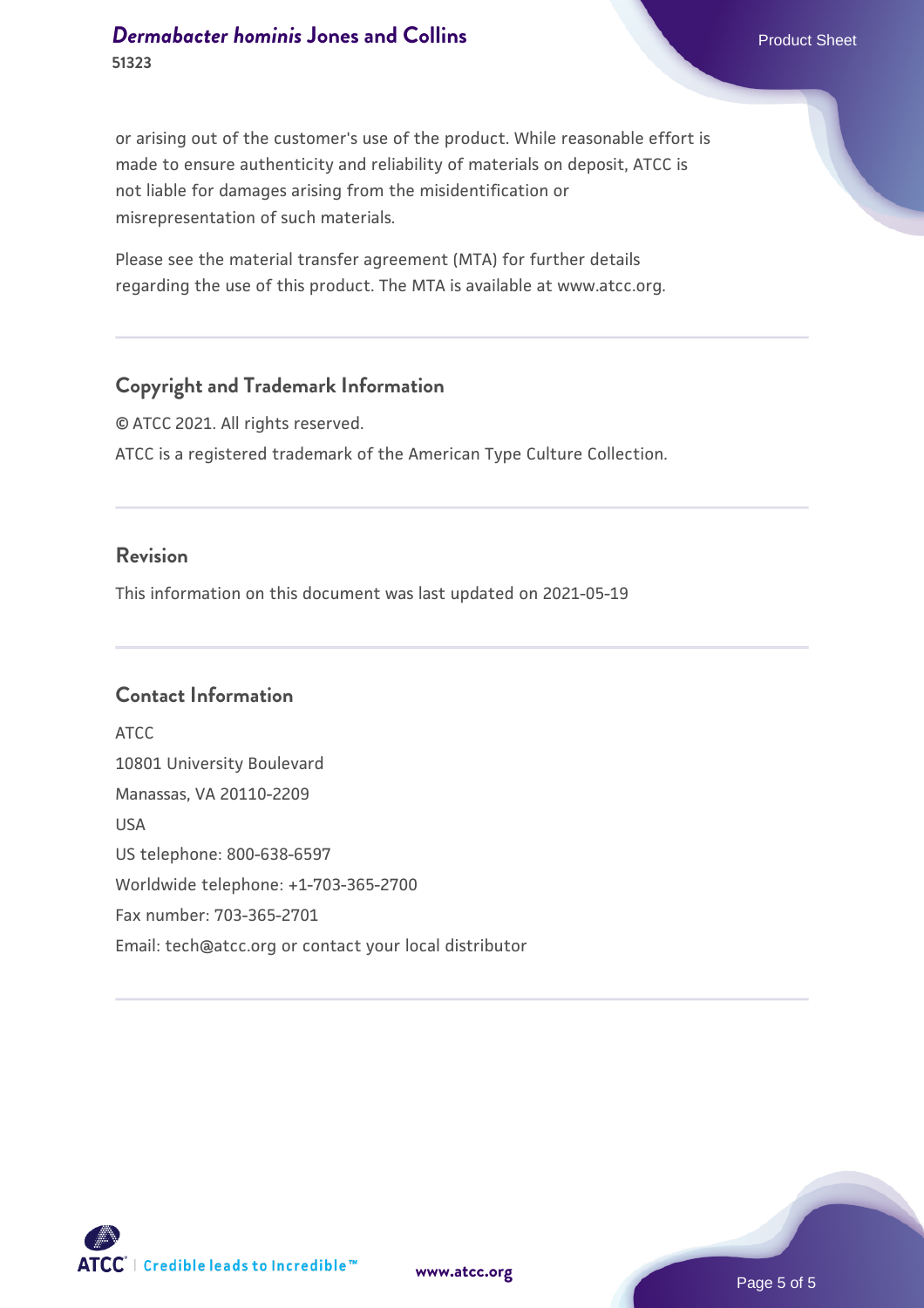or arising out of the customer's use of the product. While reasonable effort is made to ensure authenticity and reliability of materials on deposit, ATCC is not liable for damages arising from the misidentification or misrepresentation of such materials.

Please see the material transfer agreement (MTA) for further details regarding the use of this product. The MTA is available at www.atcc.org.

## Copyright and Trademark Information

© ATCC 2021. All rights reserved.

ATCC is a registered trademark of the American Type Culture Collection.

## Revision

This information on this document was last updated on 2021-05-19

## Contact Information

ATCC
10801 University Boulevard
Manassas, VA 20110-2209
USA
US telephone: 800-638-6597
Worldwide telephone: +1-703-365-2700
Fax number: 703-365-2701
Email: tech@atcc.org or contact your local distributor